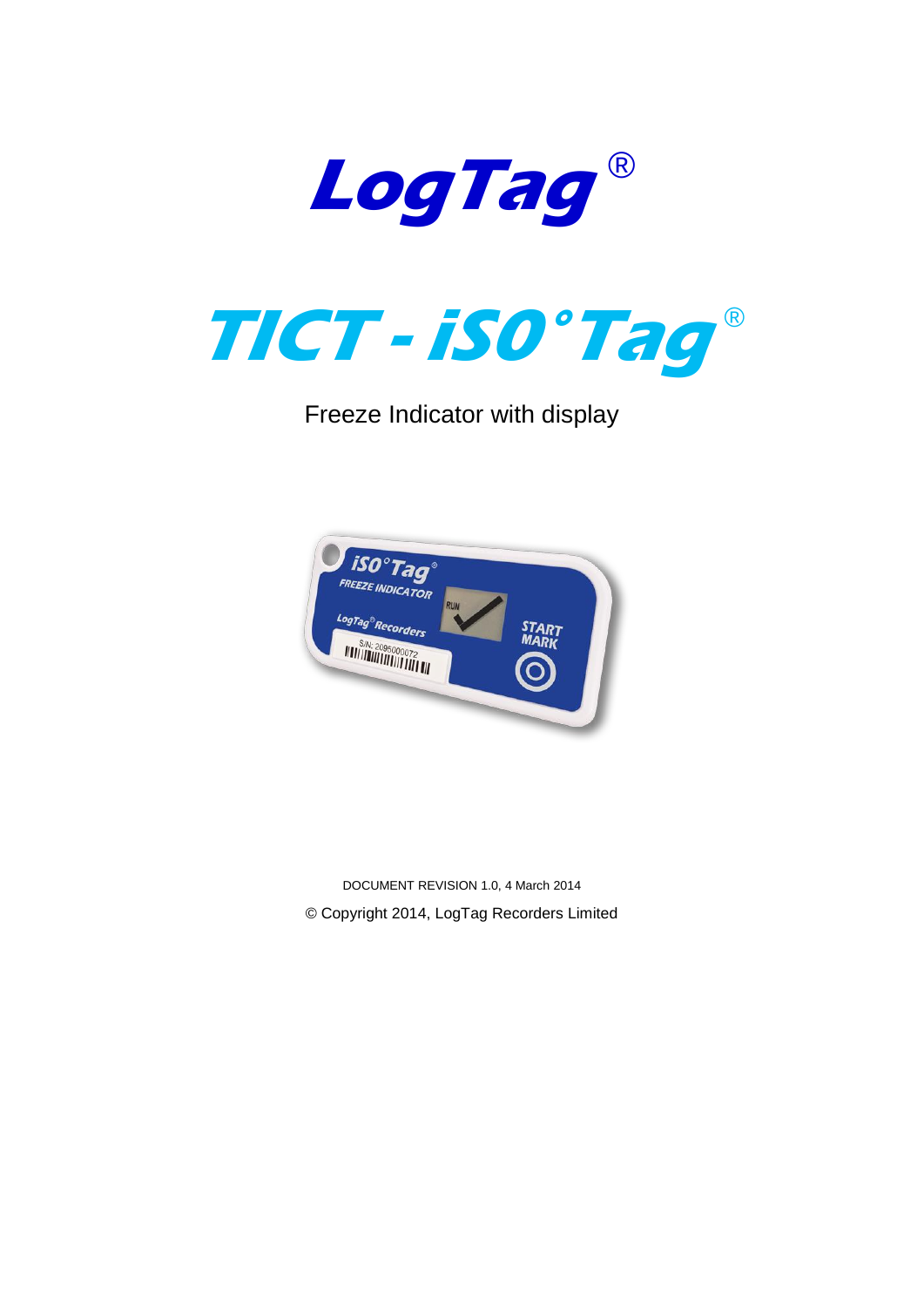# LogTag®

# TICT - iSO°Tag®

Freeze Indicator with display

DOCUMENT REVISION 1.0, 4 March 2014

© Copyright 2014, LogTag Recorders Limited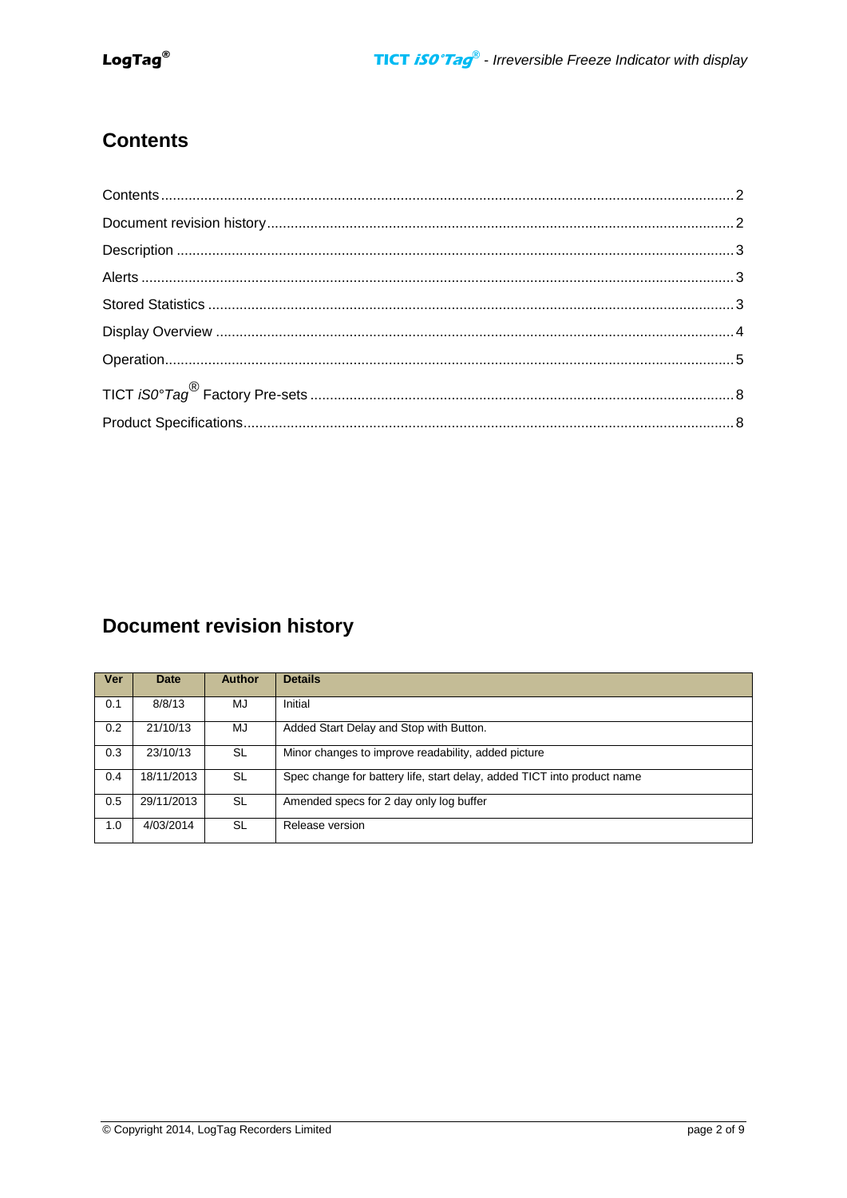## Contents

Contents .......... 2
Document revision history .......... 2
Description .......... 3
Alerts .......... 3
Stored Statistics .......... 3
Display Overview .......... 4
Operation .......... 5
TICT *iS0°Tag*® Factory Pre-sets .......... 8
Product Specifications .......... 8

## Document revision history

| Ver | Date | Author | Details |
|---|---|---|---|
| 0.1 | 8/8/13 | MJ | Initial |
| 0.2 | 21/10/13 | MJ | Added Start Delay and Stop with Button. |
| 0.3 | 23/10/13 | SL | Minor changes to improve readability, added picture |
| 0.4 | 18/11/2013 | SL | Spec change for battery life, start delay, added TICT into product name |
| 0.5 | 29/11/2013 | SL | Amended specs for 2 day only log buffer |
| 1.0 | 4/03/2014 | SL | Release version |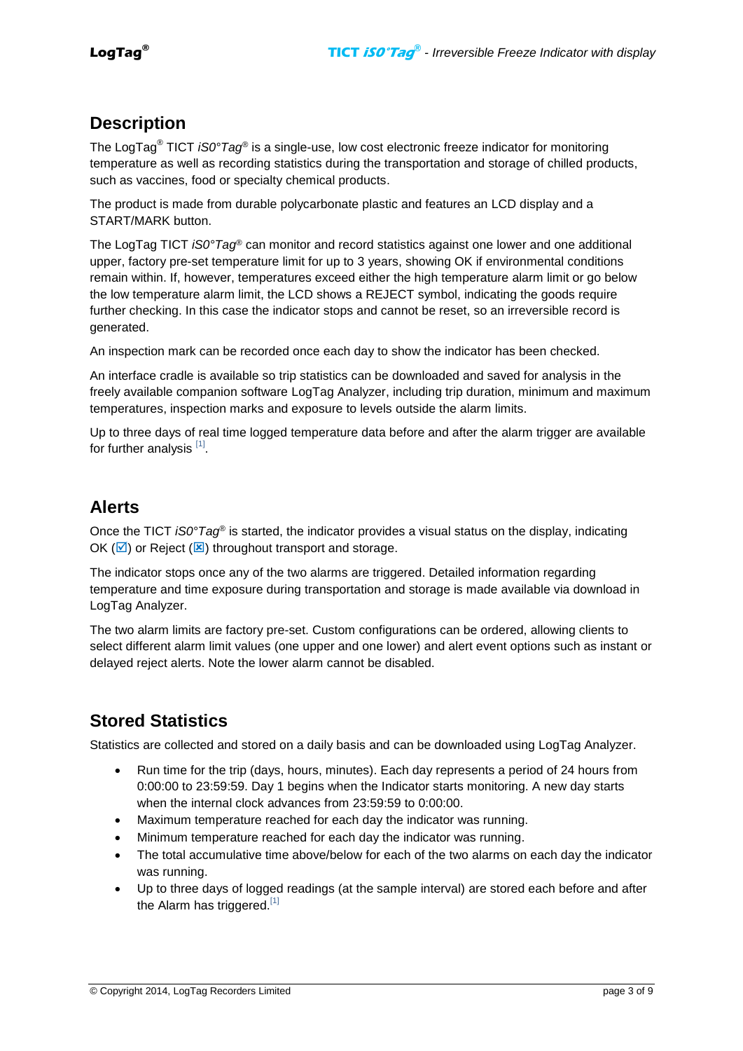## Description

The LogTag® TICT *iS0°Tag*® is a single-use, low cost electronic freeze indicator for monitoring temperature as well as recording statistics during the transportation and storage of chilled products, such as vaccines, food or specialty chemical products.

The product is made from durable polycarbonate plastic and features an LCD display and a START/MARK button.

The LogTag TICT *iS0°Tag*® can monitor and record statistics against one lower and one additional upper, factory pre-set temperature limit for up to 3 years, showing OK if environmental conditions remain within. If, however, temperatures exceed either the high temperature alarm limit or go below the low temperature alarm limit, the LCD shows a REJECT symbol, indicating the goods require further checking. In this case the indicator stops and cannot be reset, so an irreversible record is generated.

An inspection mark can be recorded once each day to show the indicator has been checked.

An interface cradle is available so trip statistics can be downloaded and saved for analysis in the freely available companion software LogTag Analyzer, including trip duration, minimum and maximum temperatures, inspection marks and exposure to levels outside the alarm limits.

Up to three days of real time logged temperature data before and after the alarm trigger are available for further analysis [1].

## Alerts

Once the TICT *iS0°Tag*® is started, the indicator provides a visual status on the display, indicating OK (☑) or Reject (☒) throughout transport and storage.

The indicator stops once any of the two alarms are triggered. Detailed information regarding temperature and time exposure during transportation and storage is made available via download in LogTag Analyzer.

The two alarm limits are factory pre-set. Custom configurations can be ordered, allowing clients to select different alarm limit values (one upper and one lower) and alert event options such as instant or delayed reject alerts. Note the lower alarm cannot be disabled.

## Stored Statistics

Statistics are collected and stored on a daily basis and can be downloaded using LogTag Analyzer.

- Run time for the trip (days, hours, minutes). Each day represents a period of 24 hours from 0:00:00 to 23:59:59. Day 1 begins when the Indicator starts monitoring. A new day starts when the internal clock advances from 23:59:59 to 0:00:00.
- Maximum temperature reached for each day the indicator was running.
- Minimum temperature reached for each day the indicator was running.
- The total accumulative time above/below for each of the two alarms on each day the indicator was running.
- Up to three days of logged readings (at the sample interval) are stored each before and after the Alarm has triggered.[1]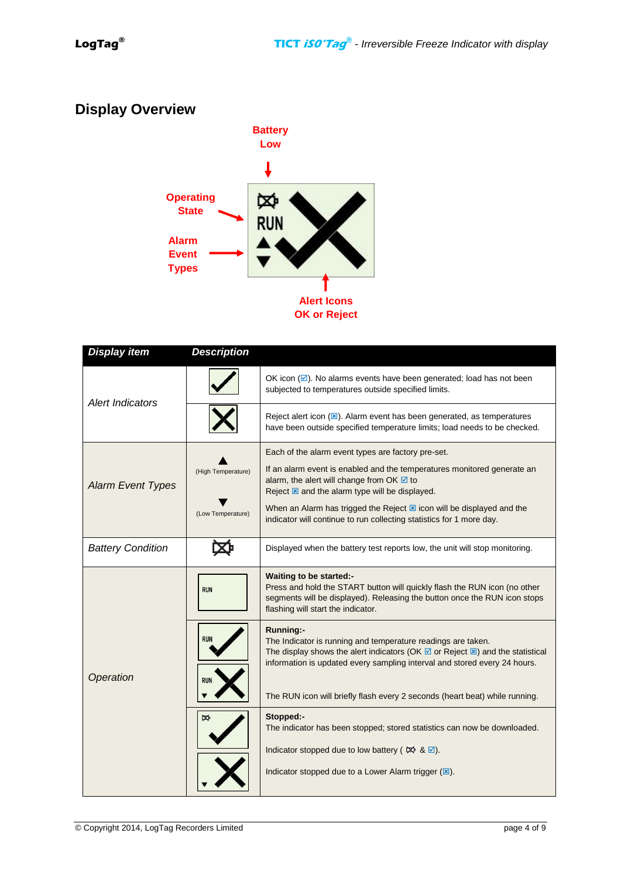# Display Overview

Battery Low

Operating State

Alarm Event Types

Alert Icons OK or Reject

| Display item | | Description |
|---|---|---|
| *Alert Indicators* | ☑ | OK icon (☑). No alarms events have been generated; load has not been subjected to temperatures outside specified limits. |
| | ☒ | Reject alert icon (☒). Alarm event has been generated, as temperatures have been outside specified temperature limits; load needs to be checked. |
| *Alarm Event Types* | ▲ (High Temperature) ▼ (Low Temperature) | Each of the alarm event types are factory pre-set. If an alarm event is enabled and the temperatures monitored generate an alarm, the alert will change from OK ☑ to Reject ☒ and the alarm type will be displayed. When an Alarm has trigged the Reject ☒ icon will be displayed and the indicator will continue to run collecting statistics for 1 more day. |
| *Battery Condition* | | Displayed when the battery test reports low, the unit will stop monitoring. |
| *Operation* | RUN | **Waiting to be started:-** Press and hold the START button will quickly flash the RUN icon (no other segments will be displayed). Releasing the button once the RUN icon stops flashing will start the indicator. |
| | RUN ☑ / RUN ▼ ☒ | **Running:-** The Indicator is running and temperature readings are taken. The display shows the alert indicators (OK ☑ or Reject ☒) and the statistical information is updated every sampling interval and stored every 24 hours. The RUN icon will briefly flash every 2 seconds (heart beat) while running. |
| | ☑ / ▼ ☒ | **Stopped:-** The indicator has been stopped; stored statistics can now be downloaded. Indicator stopped due to low battery ( & ☑). Indicator stopped due to a Lower Alarm trigger (☒). |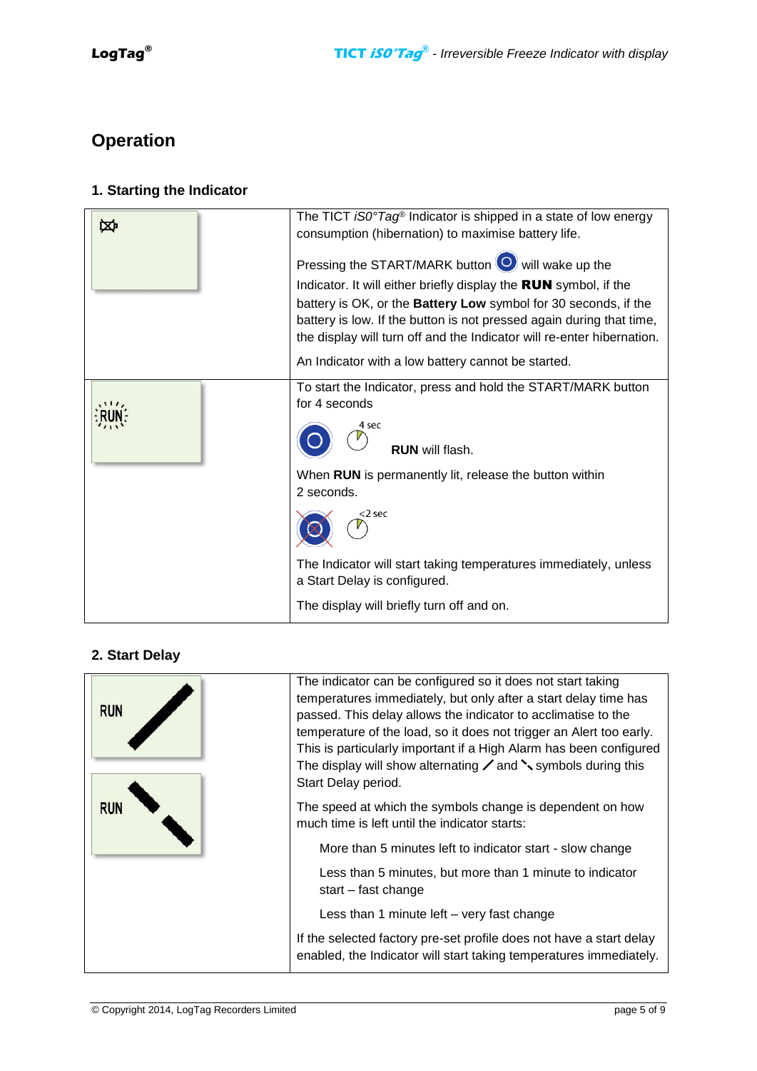## Operation

### 1. Starting the Indicator

| | |
|---|---|
| | The TICT *iS0°Tag*® Indicator is shipped in a state of low energy consumption (hibernation) to maximise battery life.<br><br>Pressing the START/MARK button will wake up the Indicator. It will either briefly display the **RUN** symbol, if the battery is OK, or the **Battery Low** symbol for 30 seconds, if the battery is low. If the button is not pressed again during that time, the display will turn off and the Indicator will re-enter hibernation.<br><br>An Indicator with a low battery cannot be started. |
| RUN | To start the Indicator, press and hold the START/MARK button for 4 seconds<br><br>4 sec<br><br>**RUN** will flash.<br><br>When **RUN** is permanently lit, release the button within 2 seconds.<br><br><2 sec<br><br>The Indicator will start taking temperatures immediately, unless a Start Delay is configured.<br><br>The display will briefly turn off and on. |

### 2. Start Delay

| | |
|---|---|
| RUN<br><br>RUN | The indicator can be configured so it does not start taking temperatures immediately, but only after a start delay time has passed. This delay allows the indicator to acclimatise to the temperature of the load, so it does not trigger an Alert too early. This is particularly important if a High Alarm has been configured The display will show alternating ⁄ and ⁍ symbols during this Start Delay period.<br><br>The speed at which the symbols change is dependent on how much time is left until the indicator starts:<br><br>More than 5 minutes left to indicator start - slow change<br><br>Less than 5 minutes, but more than 1 minute to indicator start – fast change<br><br>Less than 1 minute left – very fast change<br><br>If the selected factory pre-set profile does not have a start delay enabled, the Indicator will start taking temperatures immediately. |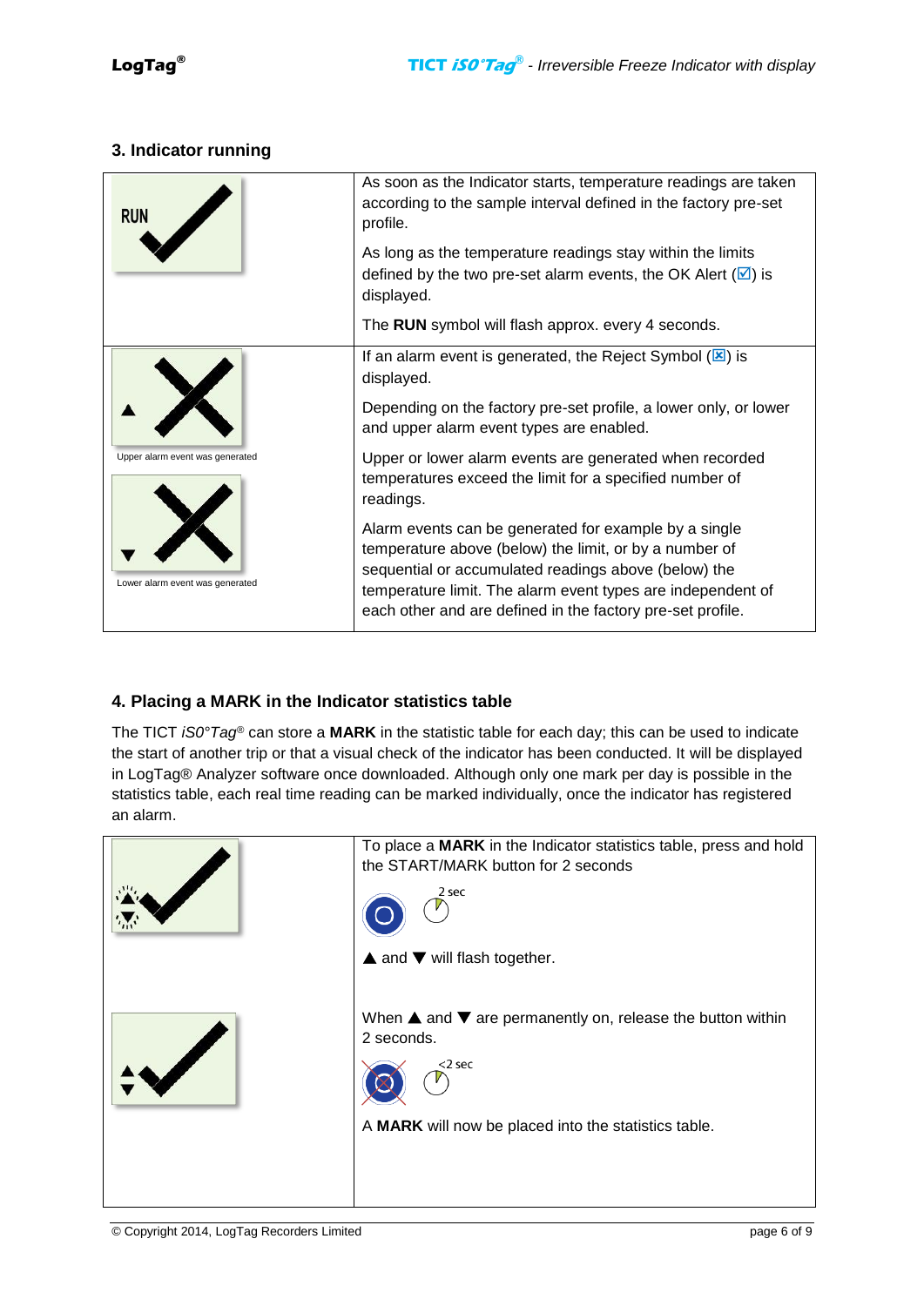## 3. Indicator running

| | |
|---|---|
| RUN | As soon as the Indicator starts, temperature readings are taken according to the sample interval defined in the factory pre-set profile.<br><br>As long as the temperature readings stay within the limits defined by the two pre-set alarm events, the OK Alert (☑) is displayed.<br><br>The **RUN** symbol will flash approx. every 4 seconds. |
| Upper alarm event was generated<br><br>Lower alarm event was generated | If an alarm event is generated, the Reject Symbol (☒) is displayed.<br><br>Depending on the factory pre-set profile, a lower only, or lower and upper alarm event types are enabled.<br><br>Upper or lower alarm events are generated when recorded temperatures exceed the limit for a specified number of readings.<br><br>Alarm events can be generated for example by a single temperature above (below) the limit, or by a number of sequential or accumulated readings above (below) the temperature limit. The alarm event types are independent of each other and are defined in the factory pre-set profile. |

## 4. Placing a MARK in the Indicator statistics table

The TICT *iS0°Tag*® can store a **MARK** in the statistic table for each day; this can be used to indicate the start of another trip or that a visual check of the indicator has been conducted. It will be displayed in LogTag® Analyzer software once downloaded. Although only one mark per day is possible in the statistics table, each real time reading can be marked individually, once the indicator has registered an alarm.

| | |
|---|---|
| | To place a **MARK** in the Indicator statistics table, press and hold the START/MARK button for 2 seconds<br><br>2 sec<br><br>▲ and ▼ will flash together. |
| | When ▲ and ▼ are permanently on, release the button within 2 seconds.<br><br><2 sec<br><br>A **MARK** will now be placed into the statistics table. |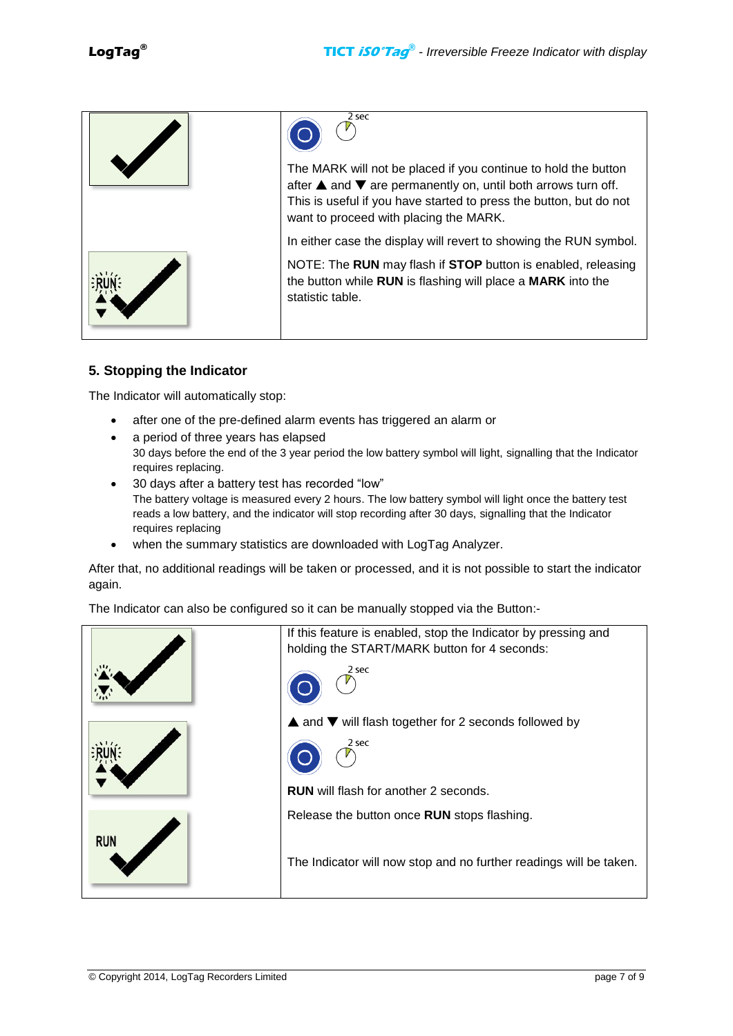| | |
|---|---|
| | 2 sec<br><br>The MARK will not be placed if you continue to hold the button after ▲ and ▼ are permanently on, until both arrows turn off. This is useful if you have started to press the button, but do not want to proceed with placing the MARK.<br><br>In either case the display will revert to showing the RUN symbol.<br><br>NOTE: The **RUN** may flash if **STOP** button is enabled, releasing the button while **RUN** is flashing will place a **MARK** into the statistic table. |

## 5. Stopping the Indicator

The Indicator will automatically stop:

- after one of the pre-defined alarm events has triggered an alarm or
- a period of three years has elapsed
  30 days before the end of the 3 year period the low battery symbol will light, signalling that the Indicator requires replacing.
- 30 days after a battery test has recorded "low"
  The battery voltage is measured every 2 hours. The low battery symbol will light once the battery test reads a low battery, and the indicator will stop recording after 30 days, signalling that the Indicator requires replacing
- when the summary statistics are downloaded with LogTag Analyzer.

After that, no additional readings will be taken or processed, and it is not possible to start the indicator again.

The Indicator can also be configured so it can be manually stopped via the Button:-

| | |
|---|---|
| | If this feature is enabled, stop the Indicator by pressing and holding the START/MARK button for 4 seconds:<br><br>2 sec<br><br>▲ and ▼ will flash together for 2 seconds followed by<br><br>2 sec<br><br>**RUN** will flash for another 2 seconds.<br><br>Release the button once **RUN** stops flashing.<br><br>The Indicator will now stop and no further readings will be taken. |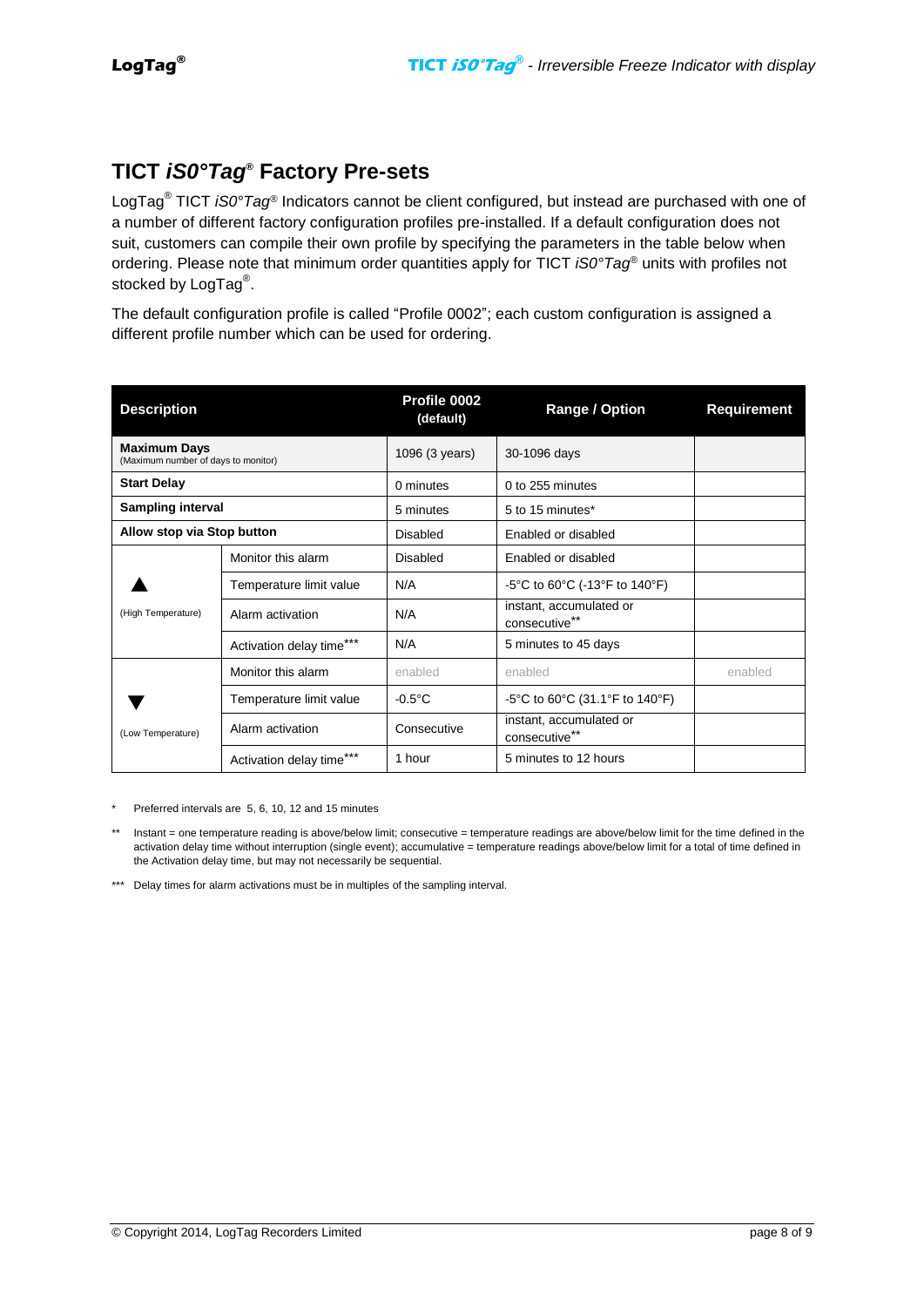## TICT *iS0°Tag*® Factory Pre-sets

LogTag® TICT *iS0°Tag*® Indicators cannot be client configured, but instead are purchased with one of a number of different factory configuration profiles pre-installed. If a default configuration does not suit, customers can compile their own profile by specifying the parameters in the table below when ordering. Please note that minimum order quantities apply for TICT *iS0°Tag*® units with profiles not stocked by LogTag®.

The default configuration profile is called "Profile 0002"; each custom configuration is assigned a different profile number which can be used for ordering.

| Description | | Profile 0002 (default) | Range / Option | Requirement |
|---|---|---|---|---|
| **Maximum Days** (Maximum number of days to monitor) | | 1096 (3 years) | 30-1096 days | |
| **Start Delay** | | 0 minutes | 0 to 255 minutes | |
| **Sampling interval** | | 5 minutes | 5 to 15 minutes* | |
| **Allow stop via Stop button** | | Disabled | Enabled or disabled | |
| ▲ (High Temperature) | Monitor this alarm | Disabled | Enabled or disabled | |
| | Temperature limit value | N/A | -5°C to 60°C (-13°F to 140°F) | |
| | Alarm activation | N/A | instant, accumulated or consecutive** | |
| | Activation delay time*** | N/A | 5 minutes to 45 days | |
| ▼ (Low Temperature) | Monitor this alarm | enabled | enabled | enabled |
| | Temperature limit value | -0.5°C | -5°C to 60°C (31.1°F to 140°F) | |
| | Alarm activation | Consecutive | instant, accumulated or consecutive** | |
| | Activation delay time*** | 1 hour | 5 minutes to 12 hours | |

\* Preferred intervals are 5, 6, 10, 12 and 15 minutes

** Instant = one temperature reading is above/below limit; consecutive = temperature readings are above/below limit for the time defined in the activation delay time without interruption (single event); accumulative = temperature readings above/below limit for a total of time defined in the Activation delay time, but may not necessarily be sequential.

*** Delay times for alarm activations must be in multiples of the sampling interval.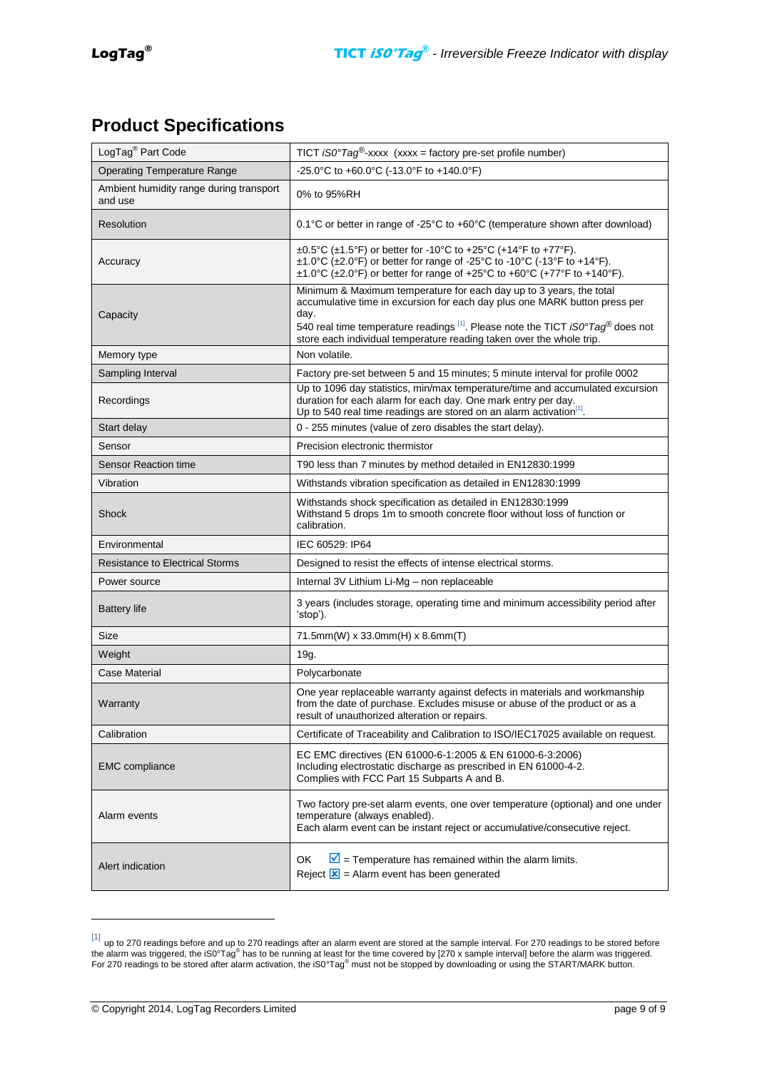## Product Specifications

| | |
|---|---|
| LogTag® Part Code | TICT *iS0°Tag*®-xxxx (xxxx = factory pre-set profile number) |
| Operating Temperature Range | -25.0°C to +60.0°C (-13.0°F to +140.0°F) |
| Ambient humidity range during transport and use | 0% to 95%RH |
| Resolution | 0.1°C or better in range of -25°C to +60°C (temperature shown after download) |
| Accuracy | ±0.5°C (±1.5°F) or better for -10°C to +25°C (+14°F to +77°F).<br>±1.0°C (±2.0°F) or better for range of -25°C to -10°C (-13°F to +14°F).<br>±1.0°C (±2.0°F) or better for range of +25°C to +60°C (+77°F to +140°F). |
| Capacity | Minimum & Maximum temperature for each day up to 3 years, the total accumulative time in excursion for each day plus one MARK button press per day.<br>540 real time temperature readings [1]. Please note the TICT *iS0°Tag*® does not store each individual temperature reading taken over the whole trip. |
| Memory type | Non volatile. |
| Sampling Interval | Factory pre-set between 5 and 15 minutes; 5 minute interval for profile 0002 |
| Recordings | Up to 1096 day statistics, min/max temperature/time and accumulated excursion duration for each alarm for each day. One mark entry per day.<br>Up to 540 real time readings are stored on an alarm activation[1]. |
| Start delay | 0 - 255 minutes (value of zero disables the start delay). |
| Sensor | Precision electronic thermistor |
| Sensor Reaction time | T90 less than 7 minutes by method detailed in EN12830:1999 |
| Vibration | Withstands vibration specification as detailed in EN12830:1999 |
| Shock | Withstands shock specification as detailed in EN12830:1999<br>Withstand 5 drops 1m to smooth concrete floor without loss of function or calibration. |
| Environmental | IEC 60529: IP64 |
| Resistance to Electrical Storms | Designed to resist the effects of intense electrical storms. |
| Power source | Internal 3V Lithium Li-Mg – non replaceable |
| Battery life | 3 years (includes storage, operating time and minimum accessibility period after 'stop'). |
| Size | 71.5mm(W) x 33.0mm(H) x 8.6mm(T) |
| Weight | 19g. |
| Case Material | Polycarbonate |
| Warranty | One year replaceable warranty against defects in materials and workmanship from the date of purchase. Excludes misuse or abuse of the product or as a result of unauthorized alteration or repairs. |
| Calibration | Certificate of Traceability and Calibration to ISO/IEC17025 available on request. |
| EMC compliance | EC EMC directives (EN 61000-6-1:2005 & EN 61000-6-3:2006)<br>Including electrostatic discharge as prescribed in EN 61000-4-2.<br>Complies with FCC Part 15 Subparts A and B. |
| Alarm events | Two factory pre-set alarm events, one over temperature (optional) and one under temperature (always enabled).<br>Each alarm event can be instant reject or accumulative/consecutive reject. |
| Alert indication | OK ☑ = Temperature has remained within the alarm limits.<br>Reject ☒ = Alarm event has been generated |

[1] up to 270 readings before and up to 270 readings after an alarm event are stored at the sample interval. For 270 readings to be stored before the alarm was triggered, the iS0°Tag® has to be running at least for the time covered by [270 x sample interval] before the alarm was triggered. For 270 readings to be stored after alarm activation, the iS0°Tag® must not be stopped by downloading or using the START/MARK button.